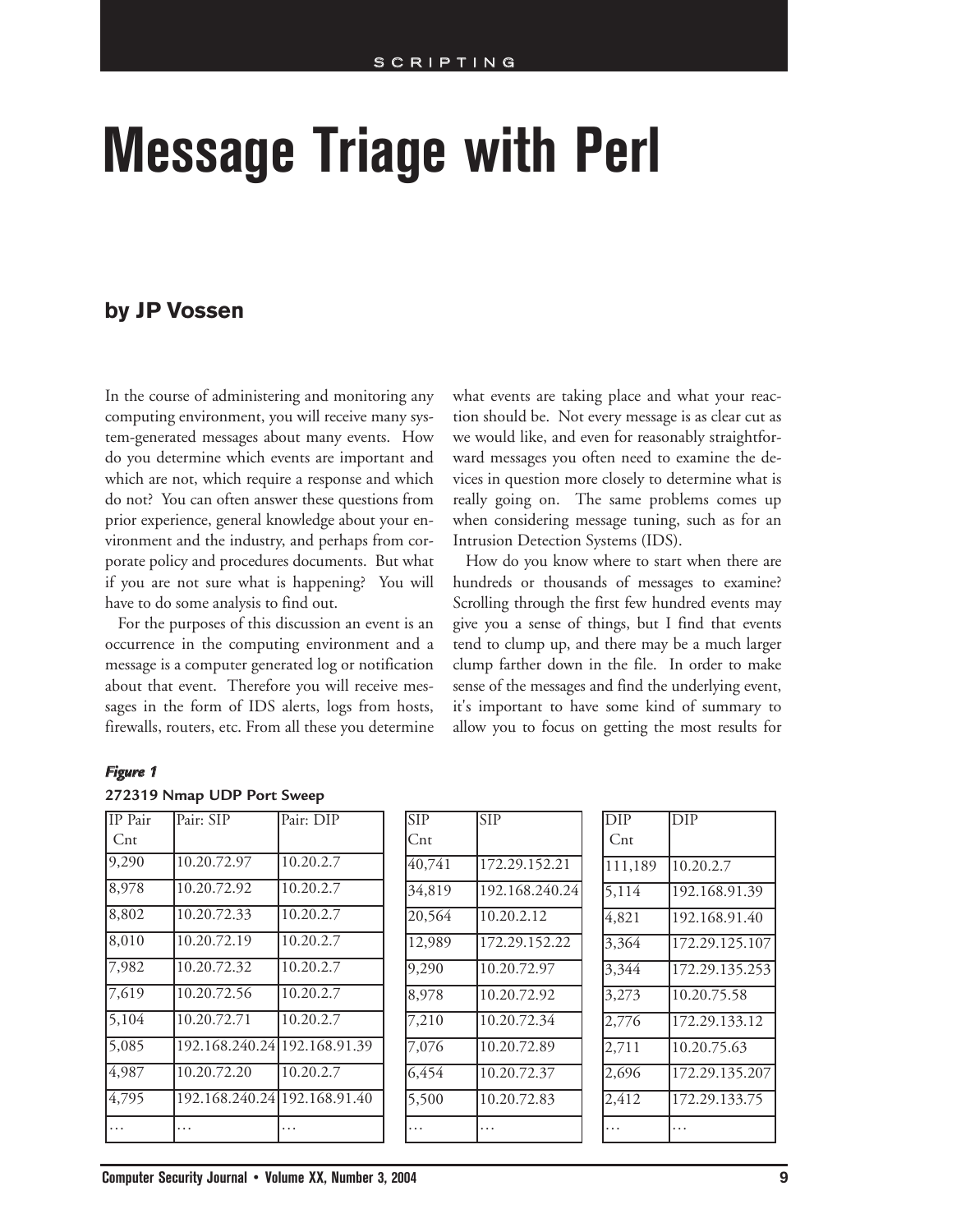SCRIPTING

# Message Triage with Perl

## by JP Vossen

In the course of administering and monitoring any computing environment, you will receive many system-generated messages about many events. How do you determine which events are important and which are not, which require a response and which do not? You can often answer these questions from prior experience, general knowledge about your environment and the industry, and perhaps from corporate policy and procedures documents. But what if you are not sure what is happening? You will have to do some analysis to find out.

For the purposes of this discussion an event is an occurrence in the computing environment and a message is a computer generated log or notification about that event. Therefore you will receive messages in the form of IDS alerts, logs from hosts, firewalls, routers, etc. From all these you determine what events are taking place and what your reaction should be. Not every message is as clear cut as we would like, and even for reasonably straightforward messages you often need to examine the devices in question more closely to determine what is really going on. The same problems comes up when considering message tuning, such as for an Intrusion Detection Systems (IDS).

How do you know where to start when there are hundreds or thousands of messages to examine? Scrolling through the first few hundred events may give you a sense of things, but I find that events tend to clump up, and there may be a much larger clump farther down in the file. In order to make sense of the messages and find the underlying event, it's important to have some kind of summary to allow you to focus on getting the most results for

***Figure 1***

**272319 Nmap UDP Port Sweep**

| IP Pair Cnt | Pair: SIP | Pair: DIP |
|---|---|---|
| 9,290 | 10.20.72.97 | 10.20.2.7 |
| 8,978 | 10.20.72.92 | 10.20.2.7 |
| 8,802 | 10.20.72.33 | 10.20.2.7 |
| 8,010 | 10.20.72.19 | 10.20.2.7 |
| 7,982 | 10.20.72.32 | 10.20.2.7 |
| 7,619 | 10.20.72.56 | 10.20.2.7 |
| 5,104 | 10.20.72.71 | 10.20.2.7 |
| 5,085 | 192.168.240.24 | 192.168.91.39 |
| 4,987 | 10.20.72.20 | 10.20.2.7 |
| 4,795 | 192.168.240.24 | 192.168.91.40 |
| … | … | … |

| SIP Cnt | SIP |
|---|---|
| 40,741 | 172.29.152.21 |
| 34,819 | 192.168.240.24 |
| 20,564 | 10.20.2.12 |
| 12,989 | 172.29.152.22 |
| 9,290 | 10.20.72.97 |
| 8,978 | 10.20.72.92 |
| 7,210 | 10.20.72.34 |
| 7,076 | 10.20.72.89 |
| 6,454 | 10.20.72.37 |
| 5,500 | 10.20.72.83 |
| … | … |

| DIP Cnt | DIP |
|---|---|
| 111,189 | 10.20.2.7 |
| 5,114 | 192.168.91.39 |
| 4,821 | 192.168.91.40 |
| 3,364 | 172.29.125.107 |
| 3,344 | 172.29.135.253 |
| 3,273 | 10.20.75.58 |
| 2,776 | 172.29.133.12 |
| 2,711 | 10.20.75.63 |
| 2,696 | 172.29.135.207 |
| 2,412 | 172.29.133.75 |
| … | … |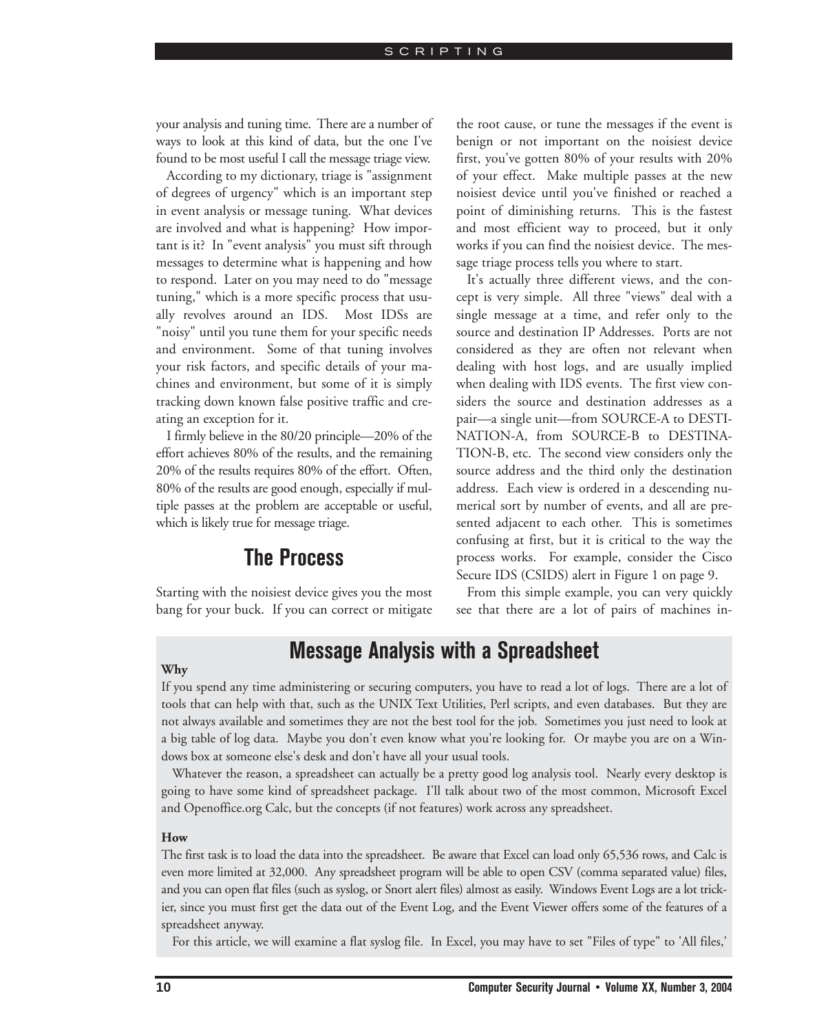your analysis and tuning time. There are a number of ways to look at this kind of data, but the one I've found to be most useful I call the message triage view.

According to my dictionary, triage is "assignment of degrees of urgency" which is an important step in event analysis or message tuning. What devices are involved and what is happening? How important is it? In "event analysis" you must sift through messages to determine what is happening and how to respond. Later on you may need to do "message tuning," which is a more specific process that usually revolves around an IDS. Most IDSs are "noisy" until you tune them for your specific needs and environment. Some of that tuning involves your risk factors, and specific details of your machines and environment, but some of it is simply tracking down known false positive traffic and creating an exception for it.

I firmly believe in the 80/20 principle—20% of the effort achieves 80% of the results, and the remaining 20% of the results requires 80% of the effort. Often, 80% of the results are good enough, especially if multiple passes at the problem are acceptable or useful, which is likely true for message triage.

## The Process

Starting with the noisiest device gives you the most bang for your buck. If you can correct or mitigate the root cause, or tune the messages if the event is benign or not important on the noisiest device first, you've gotten 80% of your results with 20% of your effect. Make multiple passes at the new noisiest device until you've finished or reached a point of diminishing returns. This is the fastest and most efficient way to proceed, but it only works if you can find the noisiest device. The message triage process tells you where to start.

It's actually three different views, and the concept is very simple. All three "views" deal with a single message at a time, and refer only to the source and destination IP Addresses. Ports are not considered as they are often not relevant when dealing with host logs, and are usually implied when dealing with IDS events. The first view considers the source and destination addresses as a pair—a single unit—from SOURCE-A to DESTINATION-A, from SOURCE-B to DESTINATION-B, etc. The second view considers only the source address and the third only the destination address. Each view is ordered in a descending numerical sort by number of events, and all are presented adjacent to each other. This is sometimes confusing at first, but it is critical to the way the process works. For example, consider the Cisco Secure IDS (CSIDS) alert in Figure 1 on page 9.

From this simple example, you can very quickly see that there are a lot of pairs of machines in-

## Message Analysis with a Spreadsheet

**Why**

If you spend any time administering or securing computers, you have to read a lot of logs. There are a lot of tools that can help with that, such as the UNIX Text Utilities, Perl scripts, and even databases. But they are not always available and sometimes they are not the best tool for the job. Sometimes you just need to look at a big table of log data. Maybe you don't even know what you're looking for. Or maybe you are on a Windows box at someone else's desk and don't have all your usual tools.

Whatever the reason, a spreadsheet can actually be a pretty good log analysis tool. Nearly every desktop is going to have some kind of spreadsheet package. I'll talk about two of the most common, Microsoft Excel and Openoffice.org Calc, but the concepts (if not features) work across any spreadsheet.

**How**

The first task is to load the data into the spreadsheet. Be aware that Excel can load only 65,536 rows, and Calc is even more limited at 32,000. Any spreadsheet program will be able to open CSV (comma separated value) files, and you can open flat files (such as syslog, or Snort alert files) almost as easily. Windows Event Logs are a lot trickier, since you must first get the data out of the Event Log, and the Event Viewer offers some of the features of a spreadsheet anyway.

For this article, we will examine a flat syslog file. In Excel, you may have to set "Files of type" to 'All files,'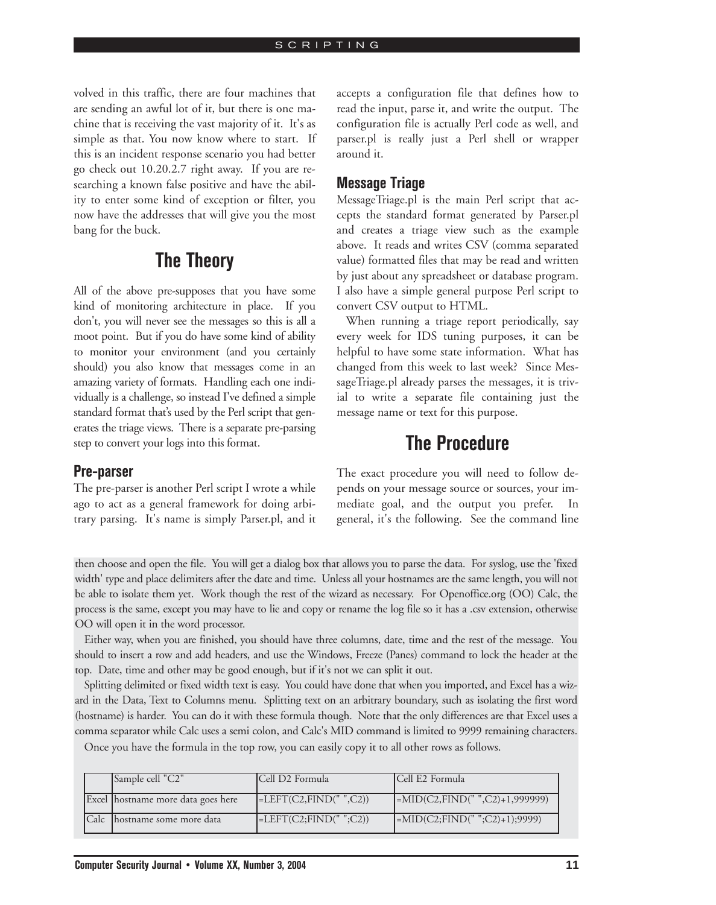volved in this traffic, there are four machines that are sending an awful lot of it, but there is one machine that is receiving the vast majority of it. It's as simple as that. You now know where to start. If this is an incident response scenario you had better go check out 10.20.2.7 right away. If you are researching a known false positive and have the ability to enter some kind of exception or filter, you now have the addresses that will give you the most bang for the buck.

## The Theory

All of the above pre-supposes that you have some kind of monitoring architecture in place. If you don't, you will never see the messages so this is all a moot point. But if you do have some kind of ability to monitor your environment (and you certainly should) you also know that messages come in an amazing variety of formats. Handling each one individually is a challenge, so instead I've defined a simple standard format that's used by the Perl script that generates the triage views. There is a separate pre-parsing step to convert your logs into this format.

### Pre-parser

The pre-parser is another Perl script I wrote a while ago to act as a general framework for doing arbitrary parsing. It's name is simply Parser.pl, and it accepts a configuration file that defines how to read the input, parse it, and write the output. The configuration file is actually Perl code as well, and parser.pl is really just a Perl shell or wrapper around it.

### Message Triage

MessageTriage.pl is the main Perl script that accepts the standard format generated by Parser.pl and creates a triage view such as the example above. It reads and writes CSV (comma separated value) formatted files that may be read and written by just about any spreadsheet or database program. I also have a simple general purpose Perl script to convert CSV output to HTML.

When running a triage report periodically, say every week for IDS tuning purposes, it can be helpful to have some state information. What has changed from this week to last week? Since MessageTriage.pl already parses the messages, it is trivial to write a separate file containing just the message name or text for this purpose.

## The Procedure

The exact procedure you will need to follow depends on your message source or sources, your immediate goal, and the output you prefer. In general, it's the following. See the command line

---

then choose and open the file. You will get a dialog box that allows you to parse the data. For syslog, use the 'fixed width' type and place delimiters after the date and time. Unless all your hostnames are the same length, you will not be able to isolate them yet. Work though the rest of the wizard as necessary. For Openoffice.org (OO) Calc, the process is the same, except you may have to lie and copy or rename the log file so it has a .csv extension, otherwise OO will open it in the word processor.

Either way, when you are finished, you should have three columns, date, time and the rest of the message. You should to insert a row and add headers, and use the Windows, Freeze (Panes) command to lock the header at the top. Date, time and other may be good enough, but if it's not we can split it out.

Splitting delimited or fixed width text is easy. You could have done that when you imported, and Excel has a wizard in the Data, Text to Columns menu. Splitting text on an arbitrary boundary, such as isolating the first word (hostname) is harder. You can do it with these formula though. Note that the only differences are that Excel uses a comma separator while Calc uses a semi colon, and Calc's MID command is limited to 9999 remaining characters.

Once you have the formula in the top row, you can easily copy it to all other rows as follows.

| | Sample cell "C2" | Cell D2 Formula | Cell E2 Formula |
|---|---|---|---|
| Excel | hostname more data goes here | =LEFT(C2,FIND(" ",C2)) | =MID(C2,FIND(" ",C2)+1,999999) |
| Calc | hostname some more data | =LEFT(C2;FIND(" ";C2)) | =MID(C2;FIND(" ";C2)+1);9999) |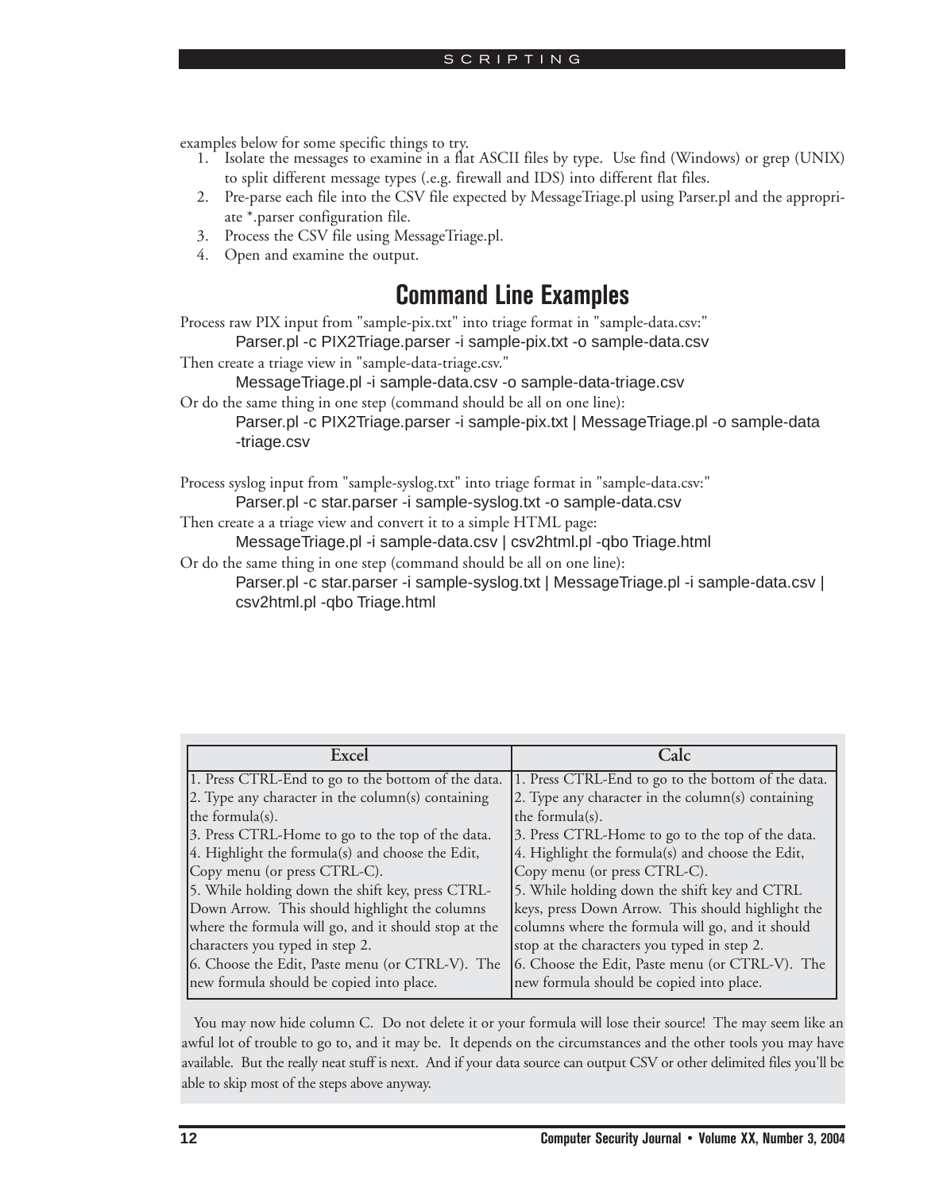examples below for some specific things to try.

1. Isolate the messages to examine in a flat ASCII files by type. Use find (Windows) or grep (UNIX) to split different message types (.e.g. firewall and IDS) into different flat files.
2. Pre-parse each file into the CSV file expected by MessageTriage.pl using Parser.pl and the appropriate *.parser configuration file.
3. Process the CSV file using MessageTriage.pl.
4. Open and examine the output.

## Command Line Examples

Process raw PIX input from "sample-pix.txt" into triage format in "sample-data.csv:"

```
Parser.pl -c PIX2Triage.parser -i sample-pix.txt -o sample-data.csv
```

Then create a triage view in "sample-data-triage.csv."

```
MessageTriage.pl -i sample-data.csv -o sample-data-triage.csv
```

Or do the same thing in one step (command should be all on one line):

```
Parser.pl -c PIX2Triage.parser -i sample-pix.txt | MessageTriage.pl -o sample-data
-triage.csv
```

Process syslog input from "sample-syslog.txt" into triage format in "sample-data.csv:"

```
Parser.pl -c star.parser -i sample-syslog.txt -o sample-data.csv
```

Then create a a triage view and convert it to a simple HTML page:

```
MessageTriage.pl -i sample-data.csv | csv2html.pl -qbo Triage.html
```

Or do the same thing in one step (command should be all on one line):

```
Parser.pl -c star.parser -i sample-syslog.txt | MessageTriage.pl -i sample-data.csv |
csv2html.pl -qbo Triage.html
```

| Excel | Calc |
|---|---|
| 1. Press CTRL-End to go to the bottom of the data.<br>2. Type any character in the column(s) containing the formula(s).<br>3. Press CTRL-Home to go to the top of the data.<br>4. Highlight the formula(s) and choose the Edit, Copy menu (or press CTRL-C).<br>5. While holding down the shift key, press CTRL-Down Arrow. This should highlight the columns where the formula will go, and it should stop at the characters you typed in step 2.<br>6. Choose the Edit, Paste menu (or CTRL-V). The new formula should be copied into place. | 1. Press CTRL-End to go to the bottom of the data.<br>2. Type any character in the column(s) containing the formula(s).<br>3. Press CTRL-Home to go to the top of the data.<br>4. Highlight the formula(s) and choose the Edit, Copy menu (or press CTRL-C).<br>5. While holding down the shift key and CTRL keys, press Down Arrow. This should highlight the columns where the formula will go, and it should stop at the characters you typed in step 2.<br>6. Choose the Edit, Paste menu (or CTRL-V). The new formula should be copied into place. |

You may now hide column C. Do not delete it or your formula will lose their source! The may seem like an awful lot of trouble to go to, and it may be. It depends on the circumstances and the other tools you may have available. But the really neat stuff is next. And if your data source can output CSV or other delimited files you'll be able to skip most of the steps above anyway.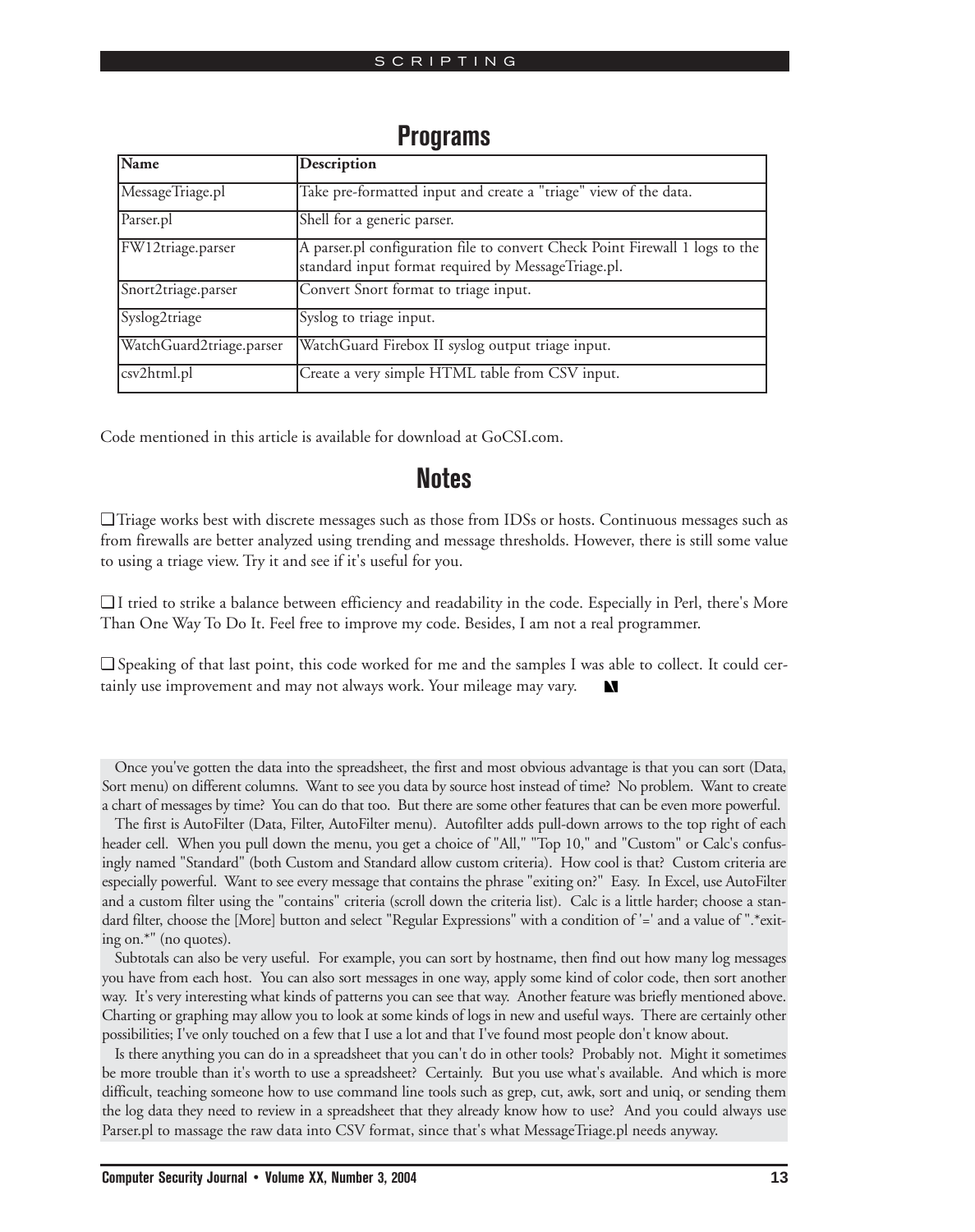## Programs

| Name | Description |
|---|---|
| MessageTriage.pl | Take pre-formatted input and create a "triage" view of the data. |
| Parser.pl | Shell for a generic parser. |
| FW12triage.parser | A parser.pl configuration file to convert Check Point Firewall 1 logs to the standard input format required by MessageTriage.pl. |
| Snort2triage.parser | Convert Snort format to triage input. |
| Syslog2triage | Syslog to triage input. |
| WatchGuard2triage.parser | WatchGuard Firebox II syslog output triage input. |
| csv2html.pl | Create a very simple HTML table from CSV input. |

Code mentioned in this article is available for download at GoCSI.com.

## Notes

❑ Triage works best with discrete messages such as those from IDSs or hosts. Continuous messages such as from firewalls are better analyzed using trending and message thresholds. However, there is still some value to using a triage view. Try it and see if it's useful for you.

❑ I tried to strike a balance between efficiency and readability in the code. Especially in Perl, there's More Than One Way To Do It. Feel free to improve my code. Besides, I am not a real programmer.

❑ Speaking of that last point, this code worked for me and the samples I was able to collect. It could certainly use improvement and may not always work. Your mileage may vary.

Once you've gotten the data into the spreadsheet, the first and most obvious advantage is that you can sort (Data, Sort menu) on different columns. Want to see you data by source host instead of time? No problem. Want to create a chart of messages by time? You can do that too. But there are some other features that can be even more powerful.

The first is AutoFilter (Data, Filter, AutoFilter menu). Autofilter adds pull-down arrows to the top right of each header cell. When you pull down the menu, you get a choice of "All," "Top 10," and "Custom" or Calc's confusingly named "Standard" (both Custom and Standard allow custom criteria). How cool is that? Custom criteria are especially powerful. Want to see every message that contains the phrase "exiting on?" Easy. In Excel, use AutoFilter and a custom filter using the "contains" criteria (scroll down the criteria list). Calc is a little harder; choose a standard filter, choose the [More] button and select "Regular Expressions" with a condition of '=' and a value of ".*exiting on.*" (no quotes).

Subtotals can also be very useful. For example, you can sort by hostname, then find out how many log messages you have from each host. You can also sort messages in one way, apply some kind of color code, then sort another way. It's very interesting what kinds of patterns you can see that way. Another feature was briefly mentioned above. Charting or graphing may allow you to look at some kinds of logs in new and useful ways. There are certainly other possibilities; I've only touched on a few that I use a lot and that I've found most people don't know about.

Is there anything you can do in a spreadsheet that you can't do in other tools? Probably not. Might it sometimes be more trouble than it's worth to use a spreadsheet? Certainly. But you use what's available. And which is more difficult, teaching someone how to use command line tools such as grep, cut, awk, sort and uniq, or sending them the log data they need to review in a spreadsheet that they already know how to use? And you could always use Parser.pl to massage the raw data into CSV format, since that's what MessageTriage.pl needs anyway.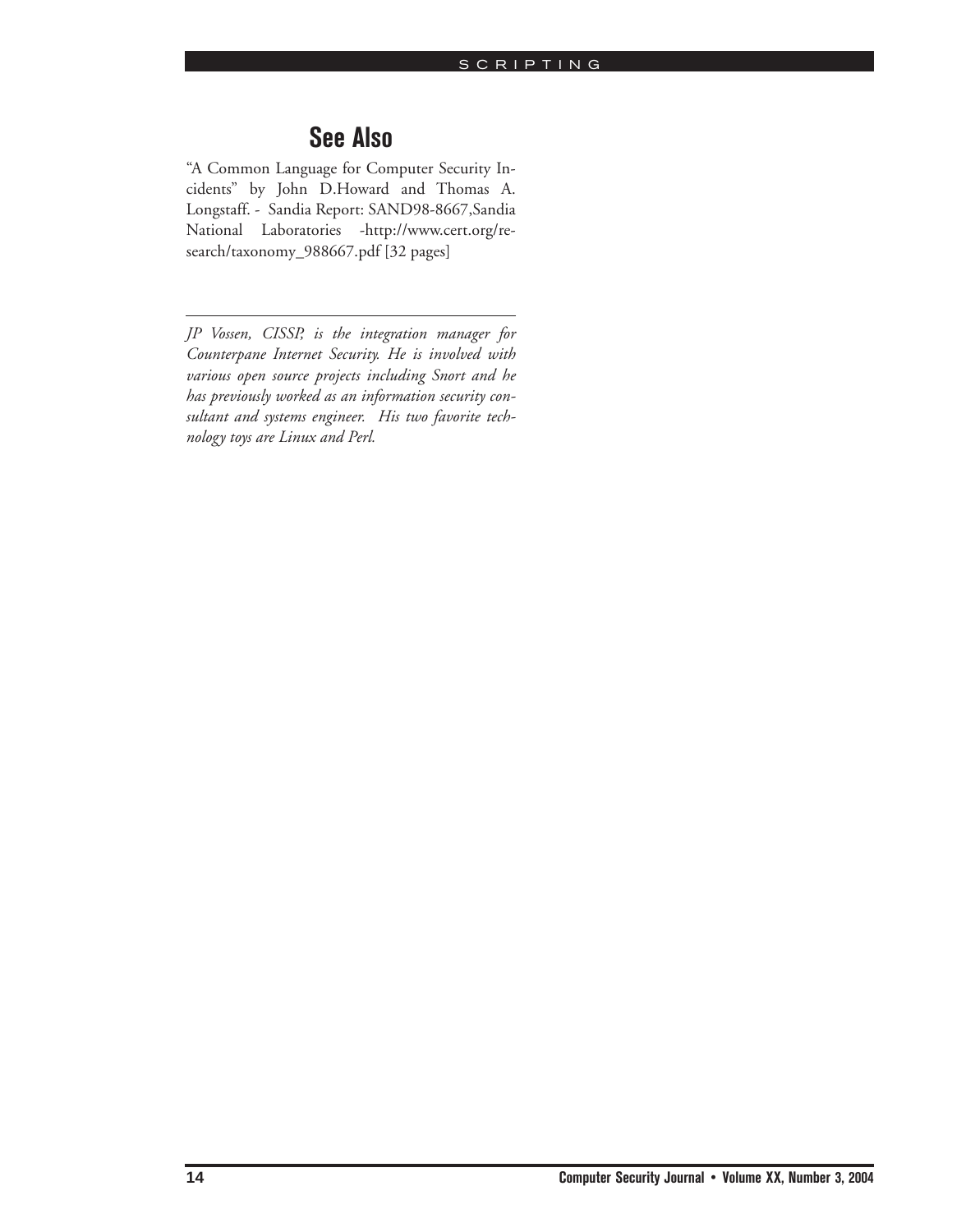## See Also

"A Common Language for Computer Security Incidents" by John D.Howard and Thomas A. Longstaff. - Sandia Report: SAND98-8667,Sandia National Laboratories -http://www.cert.org/research/taxonomy_988667.pdf [32 pages]

---

*JP Vossen, CISSP, is the integration manager for Counterpane Internet Security. He is involved with various open source projects including Snort and he has previously worked as an information security consultant and systems engineer. His two favorite technology toys are Linux and Perl.*